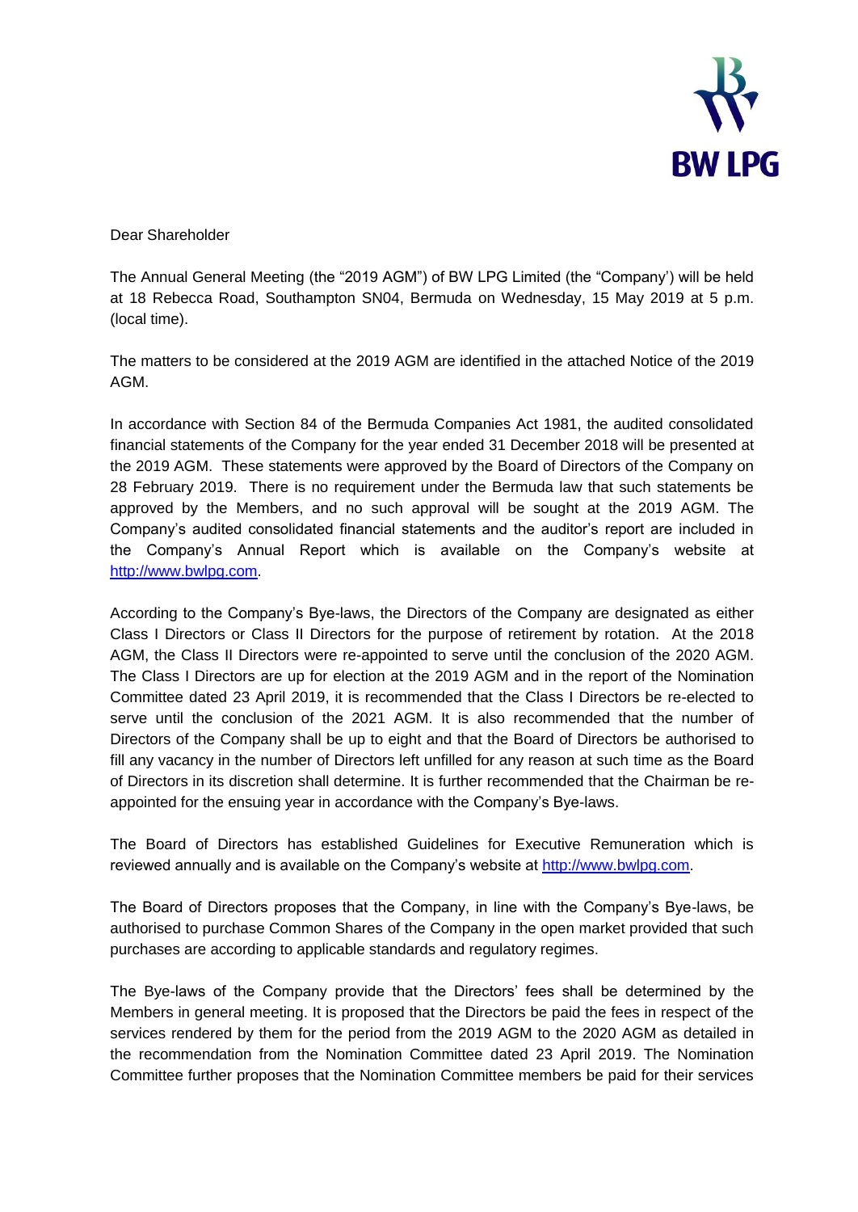Dear Shareholder

The Annual General Meeting (the "2019 AGM") of BW LPG Limited (the "Company') will be held at 18 Rebecca Road, Southampton SN04, Bermuda on Wednesday, 15 May 2019 at 5 p.m. (local time).

The matters to be considered at the 2019 AGM are identified in the attached Notice of the 2019 AGM.

In accordance with Section 84 of the Bermuda Companies Act 1981, the audited consolidated financial statements of the Company for the year ended 31 December 2018 will be presented at the 2019 AGM. These statements were approved by the Board of Directors of the Company on 28 February 2019. There is no requirement under the Bermuda law that such statements be approved by the Members, and no such approval will be sought at the 2019 AGM. The Company's audited consolidated financial statements and the auditor's report are included in the Company's Annual Report which is available on the Company's website at http://www.bwlpg.com.

According to the Company's Bye-laws, the Directors of the Company are designated as either Class I Directors or Class II Directors for the purpose of retirement by rotation. At the 2018 AGM, the Class II Directors were re-appointed to serve until the conclusion of the 2020 AGM. The Class I Directors are up for election at the 2019 AGM and in the report of the Nomination Committee dated 23 April 2019, it is recommended that the Class I Directors be re-elected to serve until the conclusion of the 2021 AGM. It is also recommended that the number of Directors of the Company shall be up to eight and that the Board of Directors be authorised to fill any vacancy in the number of Directors left unfilled for any reason at such time as the Board of Directors in its discretion shall determine. It is further recommended that the Chairman be re-appointed for the ensuing year in accordance with the Company's Bye-laws.

The Board of Directors has established Guidelines for Executive Remuneration which is reviewed annually and is available on the Company's website at http://www.bwlpg.com.

The Board of Directors proposes that the Company, in line with the Company's Bye-laws, be authorised to purchase Common Shares of the Company in the open market provided that such purchases are according to applicable standards and regulatory regimes.

The Bye-laws of the Company provide that the Directors' fees shall be determined by the Members in general meeting. It is proposed that the Directors be paid the fees in respect of the services rendered by them for the period from the 2019 AGM to the 2020 AGM as detailed in the recommendation from the Nomination Committee dated 23 April 2019. The Nomination Committee further proposes that the Nomination Committee members be paid for their services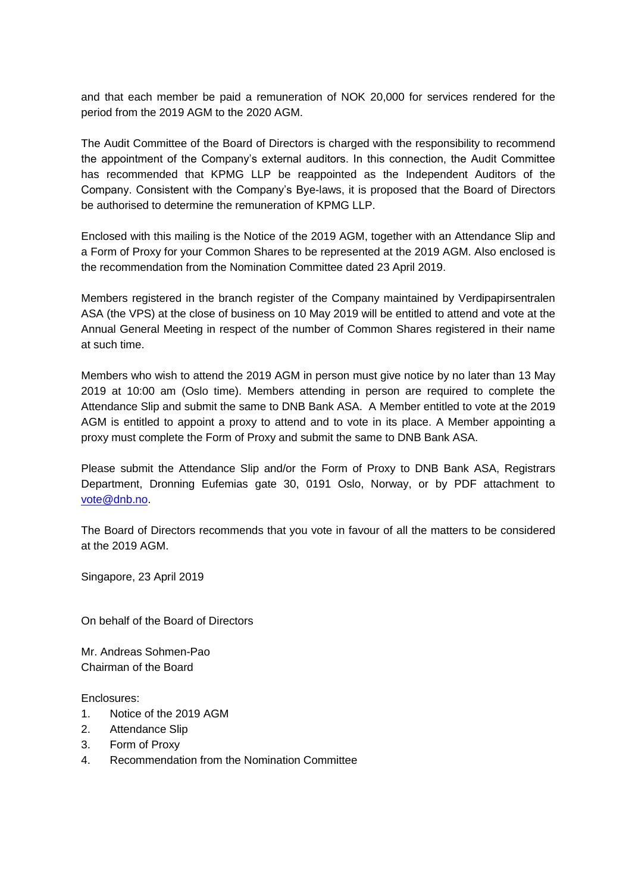and that each member be paid a remuneration of NOK 20,000 for services rendered for the period from the 2019 AGM to the 2020 AGM.

The Audit Committee of the Board of Directors is charged with the responsibility to recommend the appointment of the Company's external auditors. In this connection, the Audit Committee has recommended that KPMG LLP be reappointed as the Independent Auditors of the Company. Consistent with the Company's Bye-laws, it is proposed that the Board of Directors be authorised to determine the remuneration of KPMG LLP.

Enclosed with this mailing is the Notice of the 2019 AGM, together with an Attendance Slip and a Form of Proxy for your Common Shares to be represented at the 2019 AGM. Also enclosed is the recommendation from the Nomination Committee dated 23 April 2019.

Members registered in the branch register of the Company maintained by Verdipapirsentralen ASA (the VPS) at the close of business on 10 May 2019 will be entitled to attend and vote at the Annual General Meeting in respect of the number of Common Shares registered in their name at such time.

Members who wish to attend the 2019 AGM in person must give notice by no later than 13 May 2019 at 10:00 am (Oslo time). Members attending in person are required to complete the Attendance Slip and submit the same to DNB Bank ASA. A Member entitled to vote at the 2019 AGM is entitled to appoint a proxy to attend and to vote in its place. A Member appointing a proxy must complete the Form of Proxy and submit the same to DNB Bank ASA.

Please submit the Attendance Slip and/or the Form of Proxy to DNB Bank ASA, Registrars Department, Dronning Eufemias gate 30, 0191 Oslo, Norway, or by PDF attachment to vote@dnb.no.

The Board of Directors recommends that you vote in favour of all the matters to be considered at the 2019 AGM.

Singapore, 23 April 2019

On behalf of the Board of Directors

Mr. Andreas Sohmen-Pao
Chairman of the Board

Enclosures:

1. Notice of the 2019 AGM
2. Attendance Slip
3. Form of Proxy
4. Recommendation from the Nomination Committee